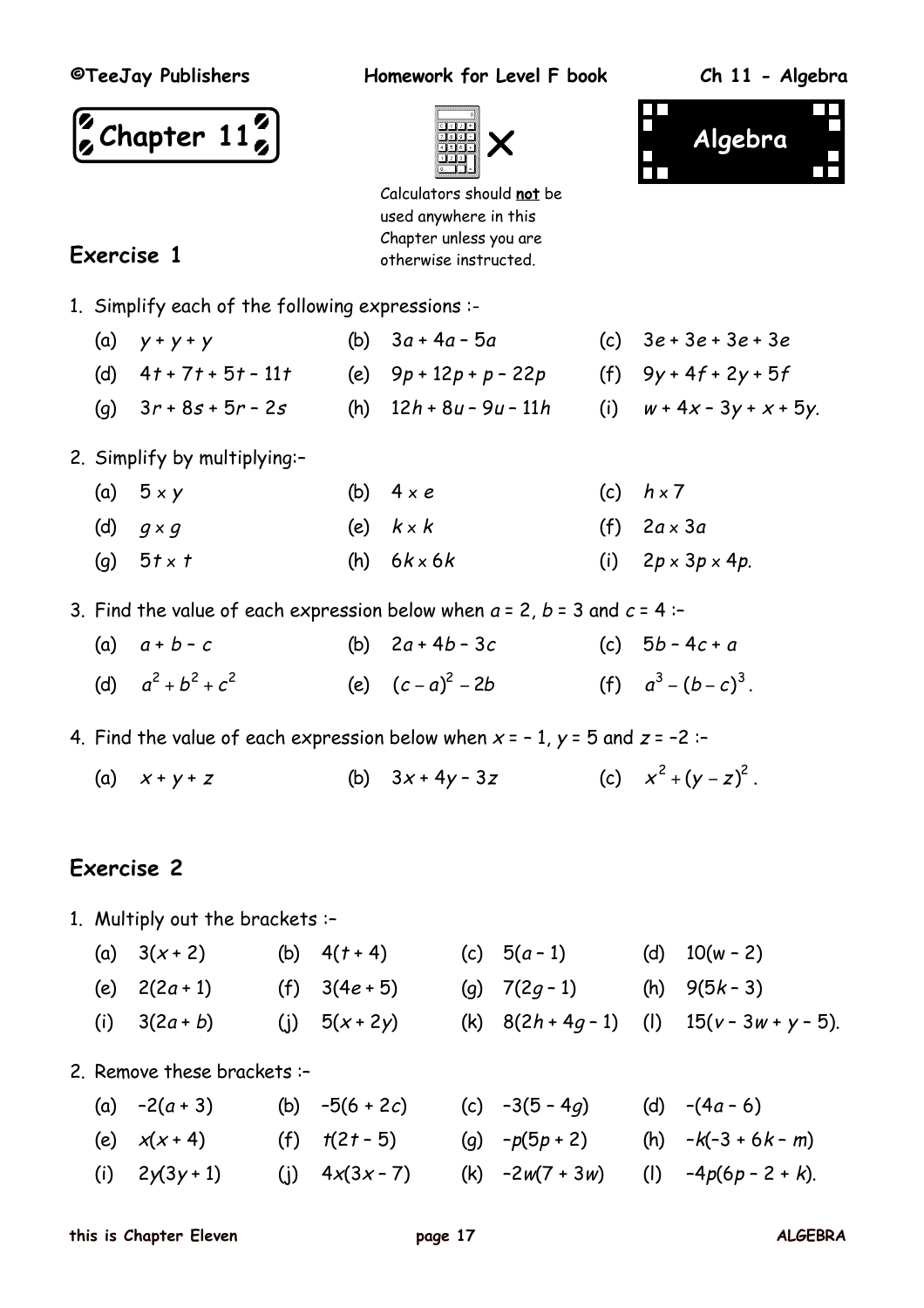# Chapter 11

# Algebra

Calculators should **not** be used anywhere in this Chapter unless you are otherwise instructed.

## Exercise 1

1. Simplify each of the following expressions :-

   (a) $y + y + y$ (b) $3a + 4a - 5a$ (c) $3e + 3e + 3e + 3e$

   (d) $4t + 7t + 5t - 11t$ (e) $9p + 12p + p - 22p$ (f) $9y + 4f + 2y + 5f$

   (g) $3r + 8s + 5r - 2s$ (h) $12h + 8u - 9u - 11h$ (i) $w + 4x - 3y + x + 5y$.

2. Simplify by multiplying:–

   (a) $5 \times y$ (b) $4 \times e$ (c) $h \times 7$

   (d) $g \times g$ (e) $k \times k$ (f) $2a \times 3a$

   (g) $5t \times t$ (h) $6k \times 6k$ (i) $2p \times 3p \times 4p$.

3. Find the value of each expression below when $a = 2$, $b = 3$ and $c = 4$ :–

   (a) $a + b - c$ (b) $2a + 4b - 3c$ (c) $5b - 4c + a$

   (d) $a^2 + b^2 + c^2$ (e) $(c - a)^2 - 2b$ (f) $a^3 - (b - c)^3$.

4. Find the value of each expression below when $x = -1$, $y = 5$ and $z = -2$ :–

   (a) $x + y + z$ (b) $3x + 4y - 3z$ (c) $x^2 + (y - z)^2$.

## Exercise 2

1. Multiply out the brackets :–

   (a) $3(x + 2)$ (b) $4(t + 4)$ (c) $5(a - 1)$ (d) $10(w - 2)$

   (e) $2(2a + 1)$ (f) $3(4e + 5)$ (g) $7(2g - 1)$ (h) $9(5k - 3)$

   (i) $3(2a + b)$ (j) $5(x + 2y)$ (k) $8(2h + 4g - 1)$ (l) $15(v - 3w + y - 5)$.

2. Remove these brackets :–

   (a) $-2(a + 3)$ (b) $-5(6 + 2c)$ (c) $-3(5 - 4g)$ (d) $-(4a - 6)$

   (e) $x(x + 4)$ (f) $t(2t - 5)$ (g) $-p(5p + 2)$ (h) $-k(-3 + 6k - m)$

   (i) $2y(3y + 1)$ (j) $4x(3x - 7)$ (k) $-2w(7 + 3w)$ (l) $-4p(6p - 2 + k)$.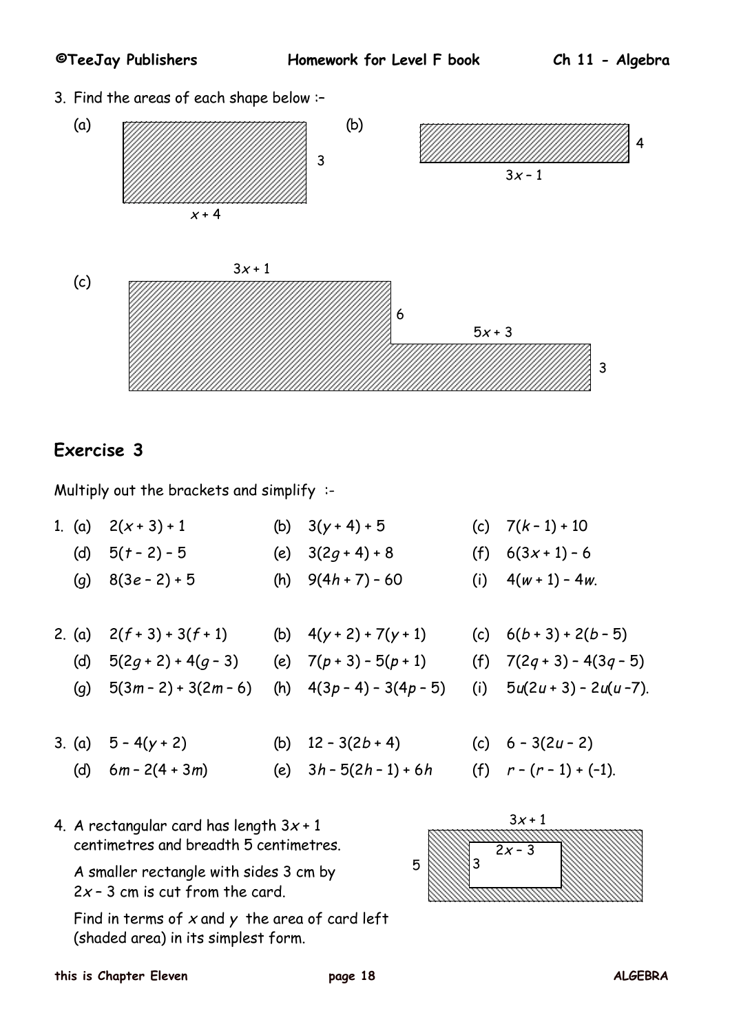3. Find the areas of each shape below :–

(a) Rectangle with sides $x + 4$ and $3$

(b) Rectangle with sides $3x - 1$ and $4$

(c) Shape with dimensions $3x + 1$, $6$, $5x + 3$, $3$

## Exercise 3

Multiply out the brackets and simplify :-

1. (a) $2(x + 3) + 1$ (b) $3(y + 4) + 5$ (c) $7(k - 1) + 10$
   (d) $5(t - 2) - 5$ (e) $3(2g + 4) + 8$ (f) $6(3x + 1) - 6$
   (g) $8(3e - 2) + 5$ (h) $9(4h + 7) - 60$ (i) $4(w + 1) - 4w$.

2. (a) $2(f + 3) + 3(f + 1)$ (b) $4(y + 2) + 7(y + 1)$ (c) $6(b + 3) + 2(b - 5)$
   (d) $5(2g + 2) + 4(g - 3)$ (e) $7(p + 3) - 5(p + 1)$ (f) $7(2q + 3) - 4(3q - 5)$
   (g) $5(3m - 2) + 3(2m - 6)$ (h) $4(3p - 4) - 3(4p - 5)$ (i) $5u(2u + 3) - 2u(u - 7)$.

3. (a) $5 - 4(y + 2)$ (b) $12 - 3(2b + 4)$ (c) $6 - 3(2u - 2)$
   (d) $6m - 2(4 + 3m)$ (e) $3h - 5(2h - 1) + 6h$ (f) $r - (r - 1) + (-1)$.

4. A rectangular card has length $3x + 1$ centimetres and breadth 5 centimetres.

   A smaller rectangle with sides 3 cm by $2x - 3$ cm is cut from the card.

   Find in terms of $x$ and $y$ the area of card left (shaded area) in its simplest form.

   (Diagram: outer rectangle $3x + 1$ by $5$; inner rectangle $2x - 3$ by $3$)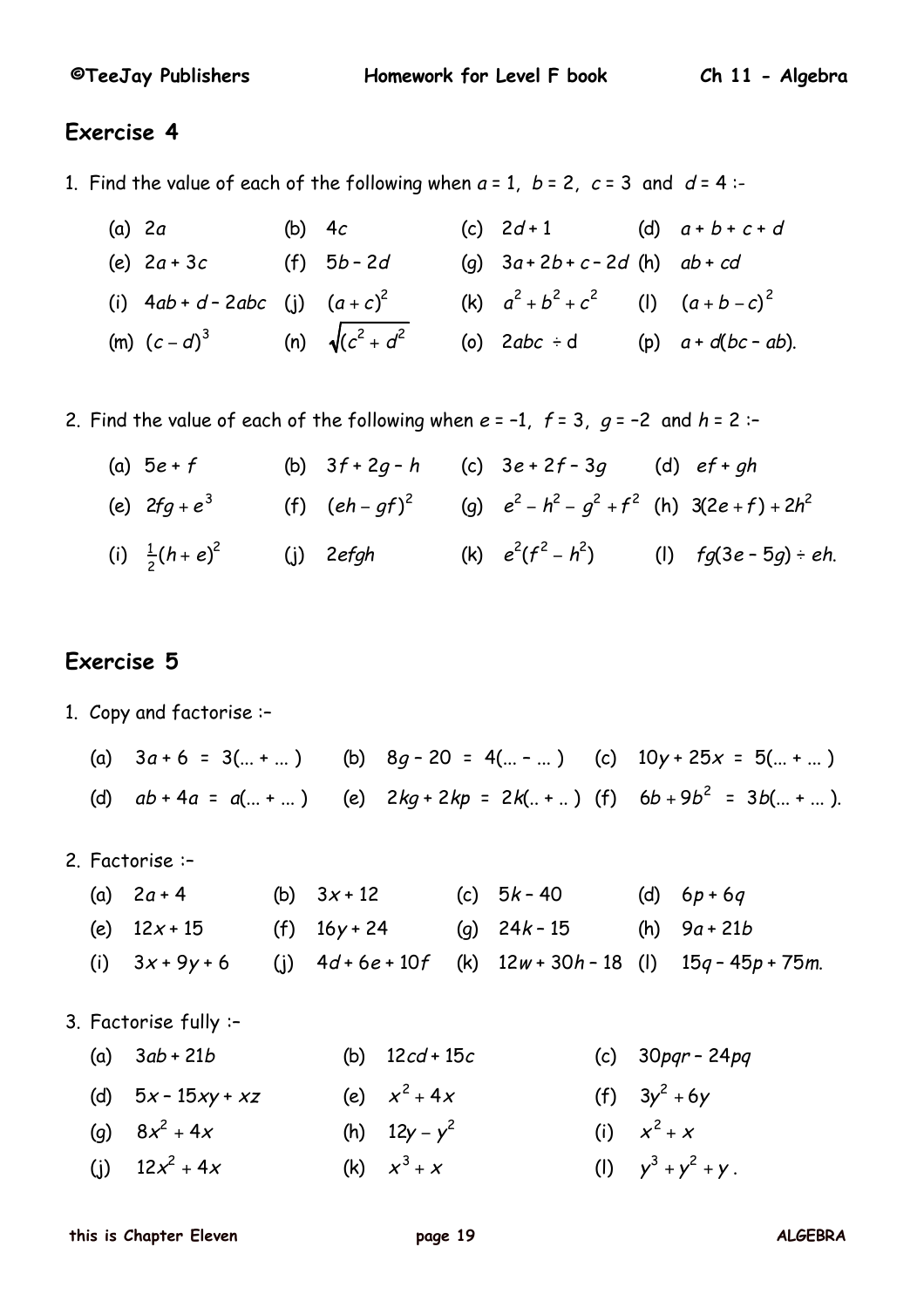## Exercise 4

1. Find the value of each of the following when $a = 1$, $b = 2$, $c = 3$ and $d = 4$ :-

(a) $2a$ (b) $4c$ (c) $2d + 1$ (d) $a + b + c + d$

(e) $2a + 3c$ (f) $5b - 2d$ (g) $3a + 2b + c - 2d$ (h) $ab + cd$

(i) $4ab + d - 2abc$ (j) $(a + c)^2$ (k) $a^2 + b^2 + c^2$ (l) $(a + b - c)^2$

(m) $(c - d)^3$ (n) $\sqrt{(c^2 + d^2}$ (o) $2abc \div d$ (p) $a + d(bc - ab)$.

2. Find the value of each of the following when $e = -1$, $f = 3$, $g = -2$ and $h = 2$ :–

(a) $5e + f$ (b) $3f + 2g - h$ (c) $3e + 2f - 3g$ (d) $ef + gh$

(e) $2fg + e^3$ (f) $(eh - gf)^2$ (g) $e^2 - h^2 - g^2 + f^2$ (h) $3(2e + f) + 2h^2$

(i) $\frac{1}{2}(h + e)^2$ (j) $2efgh$ (k) $e^2(f^2 - h^2)$ (l) $fg(3e - 5g) \div eh$.

## Exercise 5

1. Copy and factorise :–

(a) $3a + 6 = 3(... + ...)$ (b) $8g - 20 = 4(... - ...)$ (c) $10y + 25x = 5(... + ...)$

(d) $ab + 4a = a(... + ...)$ (e) $2kg + 2kp = 2k(.. + ..)$ (f) $6b + 9b^2 = 3b(... + ...)$.

2. Factorise :–

(a) $2a + 4$ (b) $3x + 12$ (c) $5k - 40$ (d) $6p + 6q$

(e) $12x + 15$ (f) $16y + 24$ (g) $24k - 15$ (h) $9a + 21b$

(i) $3x + 9y + 6$ (j) $4d + 6e + 10f$ (k) $12w + 30h - 18$ (l) $15q - 45p + 75m$.

3. Factorise fully :–

(a) $3ab + 21b$ (b) $12cd + 15c$ (c) $30pqr - 24pq$

(d) $5x - 15xy + xz$ (e) $x^2 + 4x$ (f) $3y^2 + 6y$

(g) $8x^2 + 4x$ (h) $12y - y^2$ (i) $x^2 + x$

(j) $12x^2 + 4x$ (k) $x^3 + x$ (l) $y^3 + y^2 + y$.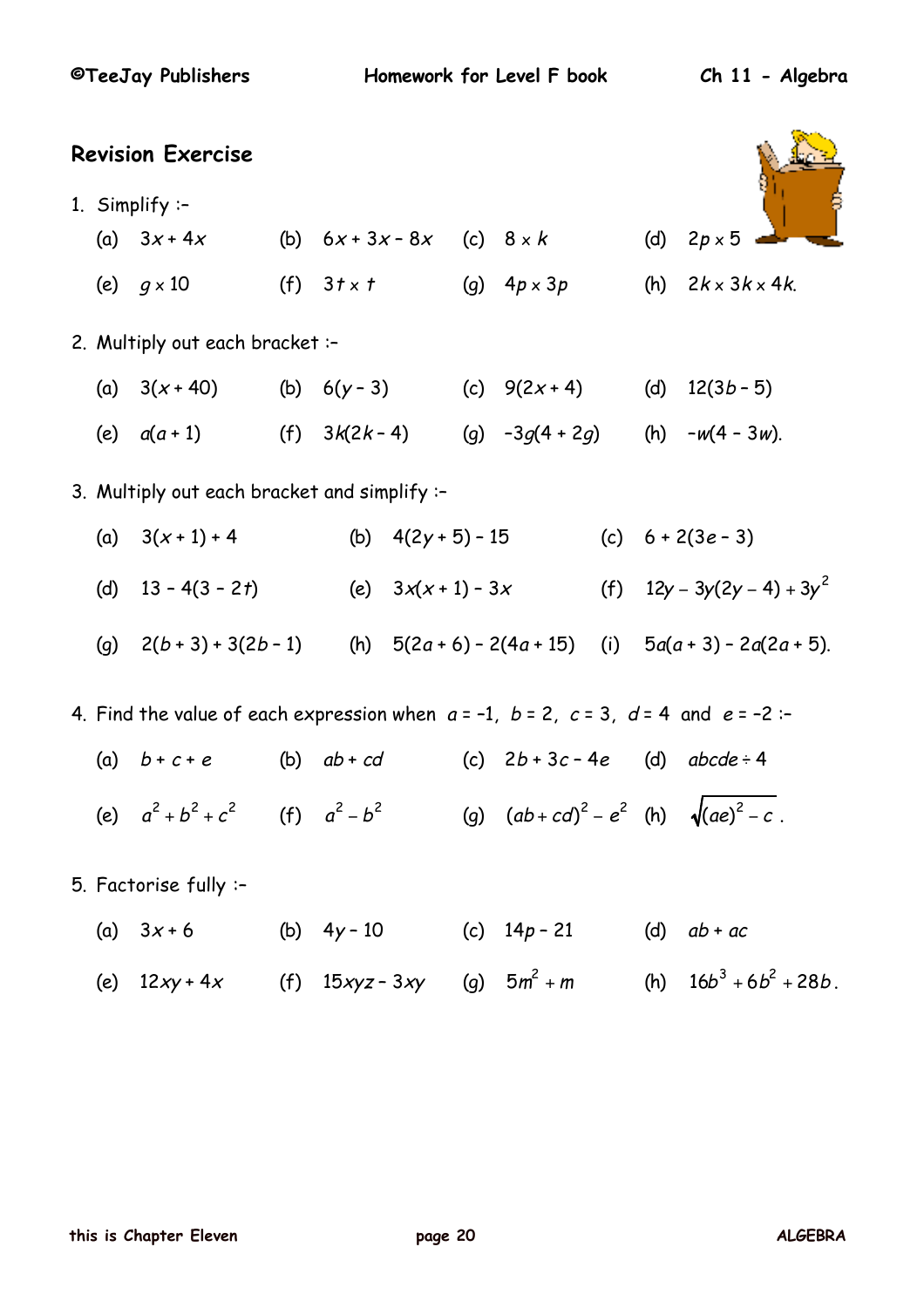## Revision Exercise

1. Simplify :–

(a) $3x + 4x$ (b) $6x + 3x - 8x$ (c) $8 \times k$ (d) $2p \times 5$

(e) $g \times 10$ (f) $3t \times t$ (g) $4p \times 3p$ (h) $2k \times 3k \times 4k$.

2. Multiply out each bracket :–

(a) $3(x + 40)$ (b) $6(y - 3)$ (c) $9(2x + 4)$ (d) $12(3b - 5)$

(e) $a(a + 1)$ (f) $3k(2k - 4)$ (g) $-3g(4 + 2g)$ (h) $-w(4 - 3w)$.

3. Multiply out each bracket and simplify :–

(a) $3(x + 1) + 4$ (b) $4(2y + 5) - 15$ (c) $6 + 2(3e - 3)$

(d) $13 - 4(3 - 2t)$ (e) $3x(x + 1) - 3x$ (f) $12y - 3y(2y - 4) + 3y^2$

(g) $2(b + 3) + 3(2b - 1)$ (h) $5(2a + 6) - 2(4a + 15)$ (i) $5a(a + 3) - 2a(2a + 5)$.

4. Find the value of each expression when $a = -1$, $b = 2$, $c = 3$, $d = 4$ and $e = -2$ :–

(a) $b + c + e$ (b) $ab + cd$ (c) $2b + 3c - 4e$ (d) $abcde \div 4$

(e) $a^2 + b^2 + c^2$ (f) $a^2 - b^2$ (g) $(ab + cd)^2 - e^2$ (h) $\sqrt{(ae)^2 - c}$.

5. Factorise fully :–

(a) $3x + 6$ (b) $4y - 10$ (c) $14p - 21$ (d) $ab + ac$

(e) $12xy + 4x$ (f) $15xyz - 3xy$ (g) $5m^2 + m$ (h) $16b^3 + 6b^2 + 28b$.